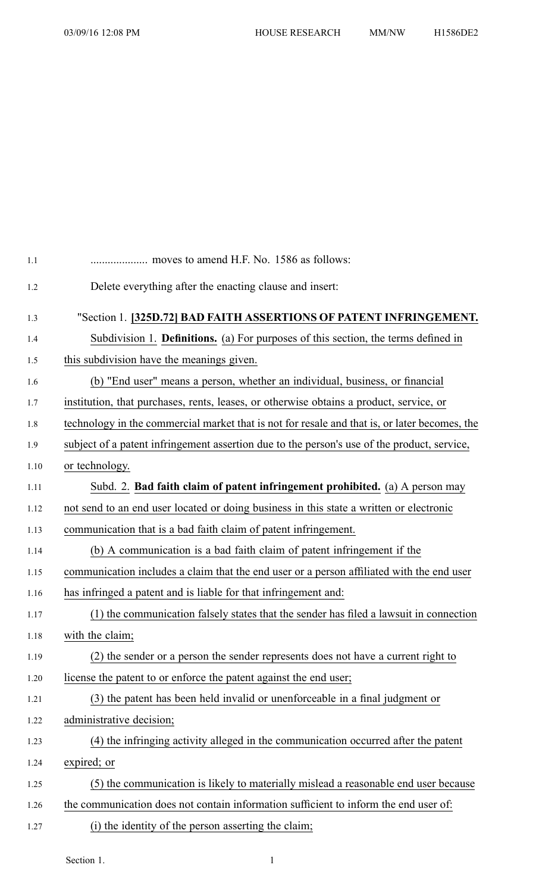.................... moves to amend H.F. No. 1586 as follows:

Delete everything after the enacting clause and insert:

"Section 1. **[325D.72] BAD FAITH ASSERTIONS OF PATENT INFRINGEMENT.**

Subdivision 1. **Definitions.** (a) For purposes of this section, the terms defined in this subdivision have the meanings given.

(b) "End user" means a person, whether an individual, business, or financial institution, that purchases, rents, leases, or otherwise obtains a product, service, or technology in the commercial market that is not for resale and that is, or later becomes, the subject of a patent infringement assertion due to the person's use of the product, service, or technology.

Subd. 2. **Bad faith claim of patent infringement prohibited.** (a) A person may not send to an end user located or doing business in this state a written or electronic communication that is a bad faith claim of patent infringement.

(b) A communication is a bad faith claim of patent infringement if the communication includes a claim that the end user or a person affiliated with the end user has infringed a patent and is liable for that infringement and:

(1) the communication falsely states that the sender has filed a lawsuit in connection with the claim;

(2) the sender or a person the sender represents does not have a current right to license the patent to or enforce the patent against the end user;

(3) the patent has been held invalid or unenforceable in a final judgment or administrative decision;

(4) the infringing activity alleged in the communication occurred after the patent expired; or

(5) the communication is likely to materially mislead a reasonable end user because the communication does not contain information sufficient to inform the end user of:

(i) the identity of the person asserting the claim;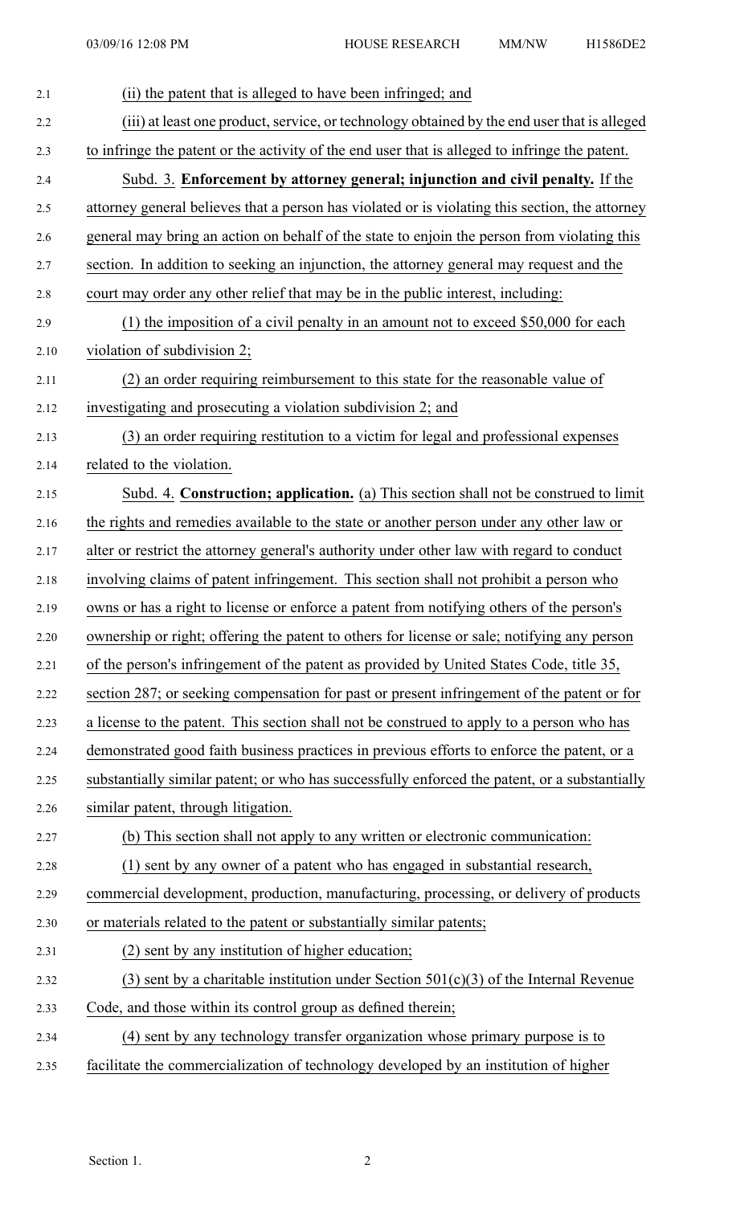(ii) the patent that is alleged to have been infringed; and

(iii) at least one product, service, or technology obtained by the end user that is alleged to infringe the patent or the activity of the end user that is alleged to infringe the patent.

Subd. 3. **Enforcement by attorney general; injunction and civil penalty.** If the attorney general believes that a person has violated or is violating this section, the attorney general may bring an action on behalf of the state to enjoin the person from violating this section. In addition to seeking an injunction, the attorney general may request and the court may order any other relief that may be in the public interest, including:

(1) the imposition of a civil penalty in an amount not to exceed $50,000 for each violation of subdivision 2;

(2) an order requiring reimbursement to this state for the reasonable value of investigating and prosecuting a violation subdivision 2; and

(3) an order requiring restitution to a victim for legal and professional expenses related to the violation.

Subd. 4. **Construction; application.** (a) This section shall not be construed to limit the rights and remedies available to the state or another person under any other law or alter or restrict the attorney general's authority under other law with regard to conduct involving claims of patent infringement. This section shall not prohibit a person who owns or has a right to license or enforce a patent from notifying others of the person's ownership or right; offering the patent to others for license or sale; notifying any person of the person's infringement of the patent as provided by United States Code, title 35, section 287; or seeking compensation for past or present infringement of the patent or for a license to the patent. This section shall not be construed to apply to a person who has demonstrated good faith business practices in previous efforts to enforce the patent, or a substantially similar patent; or who has successfully enforced the patent, or a substantially similar patent, through litigation.

(b) This section shall not apply to any written or electronic communication:

(1) sent by any owner of a patent who has engaged in substantial research, commercial development, production, manufacturing, processing, or delivery of products or materials related to the patent or substantially similar patents;

(2) sent by any institution of higher education;

(3) sent by a charitable institution under Section 501(c)(3) of the Internal Revenue Code, and those within its control group as defined therein;

(4) sent by any technology transfer organization whose primary purpose is to facilitate the commercialization of technology developed by an institution of higher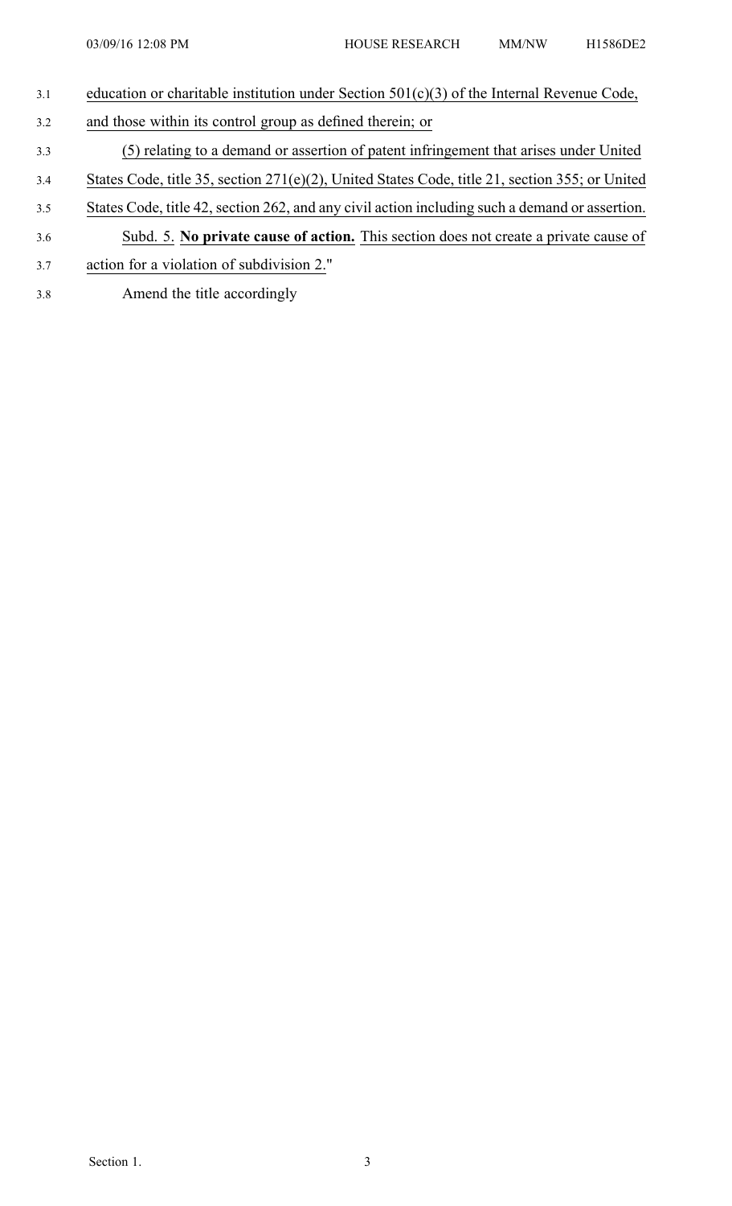education or charitable institution under Section 501(c)(3) of the Internal Revenue Code, and those within its control group as defined therein; or

(5) relating to a demand or assertion of patent infringement that arises under United States Code, title 35, section 271(e)(2), United States Code, title 21, section 355; or United States Code, title 42, section 262, and any civil action including such a demand or assertion.

Subd. 5. **No private cause of action.** This section does not create a private cause of action for a violation of subdivision 2."

Amend the title accordingly